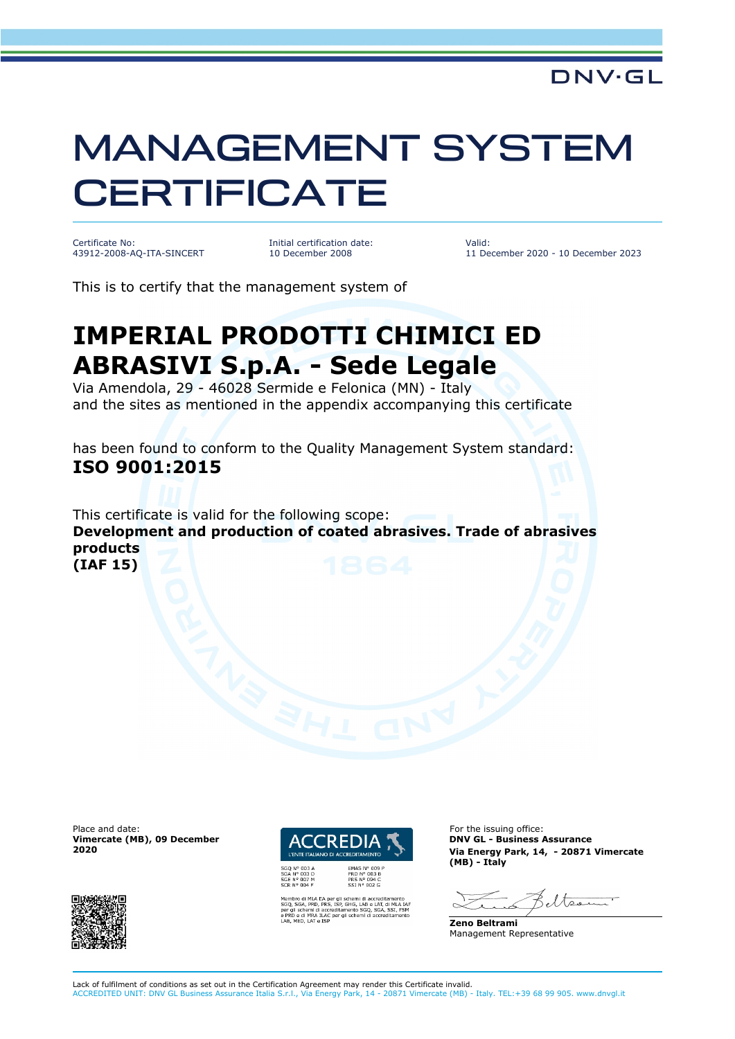DNV·GL

# MANAGEMENT SYSTEM CERTIFICATE

| Certificate No: | Initial certification date: | Valid: |
|---|---|---|
| 43912-2008-AQ-ITA-SINCERT | 10 December 2008 | 11 December 2020 - 10 December 2023 |

This is to certify that the management system of

## IMPERIAL PRODOTTI CHIMICI ED ABRASIVI S.p.A. - Sede Legale

Via Amendola, 29 - 46028 Sermide e Felonica (MN) - Italy
and the sites as mentioned in the appendix accompanying this certificate

has been found to conform to the Quality Management System standard:
**ISO 9001:2015**

This certificate is valid for the following scope:
**Development and production of coated abrasives. Trade of abrasives products**
**(IAF 15)**

Place and date:
**Vimercate (MB), 09 December 2020**

ACCREDIA
L'ENTE ITALIANO DI ACCREDITAMENTO

SGQ N° 003 A
SGA N° 003 D
SGE N° 007 M
SCR N° 004 F

EMAS N° 009 P
PRD N° 003 B
PRS N° 094 C
SSI N° 002 G

Membro di MLA EA per gli schemi di accreditamento SGQ, SGA, PRD, PRS, ISP, GHG, LAB e LAT, di MLA IAF per gli schemi di accreditamento SGQ, SGA, SSI, FSM e PRD e di MRA ILAC per gli schemi di accreditamento LAB, MED, LAT e ISP

For the issuing office:
**DNV GL - Business Assurance**
**Via Energy Park, 14, - 20871 Vimercate (MB) - Italy**

**Zeno Beltrami**
Management Representative

Lack of fulfilment of conditions as set out in the Certification Agreement may render this Certificate invalid.
ACCREDITED UNIT: DNV GL Business Assurance Italia S.r.l., Via Energy Park, 14 - 20871 Vimercate (MB) - Italy. TEL:+39 68 99 905. www.dnvgl.it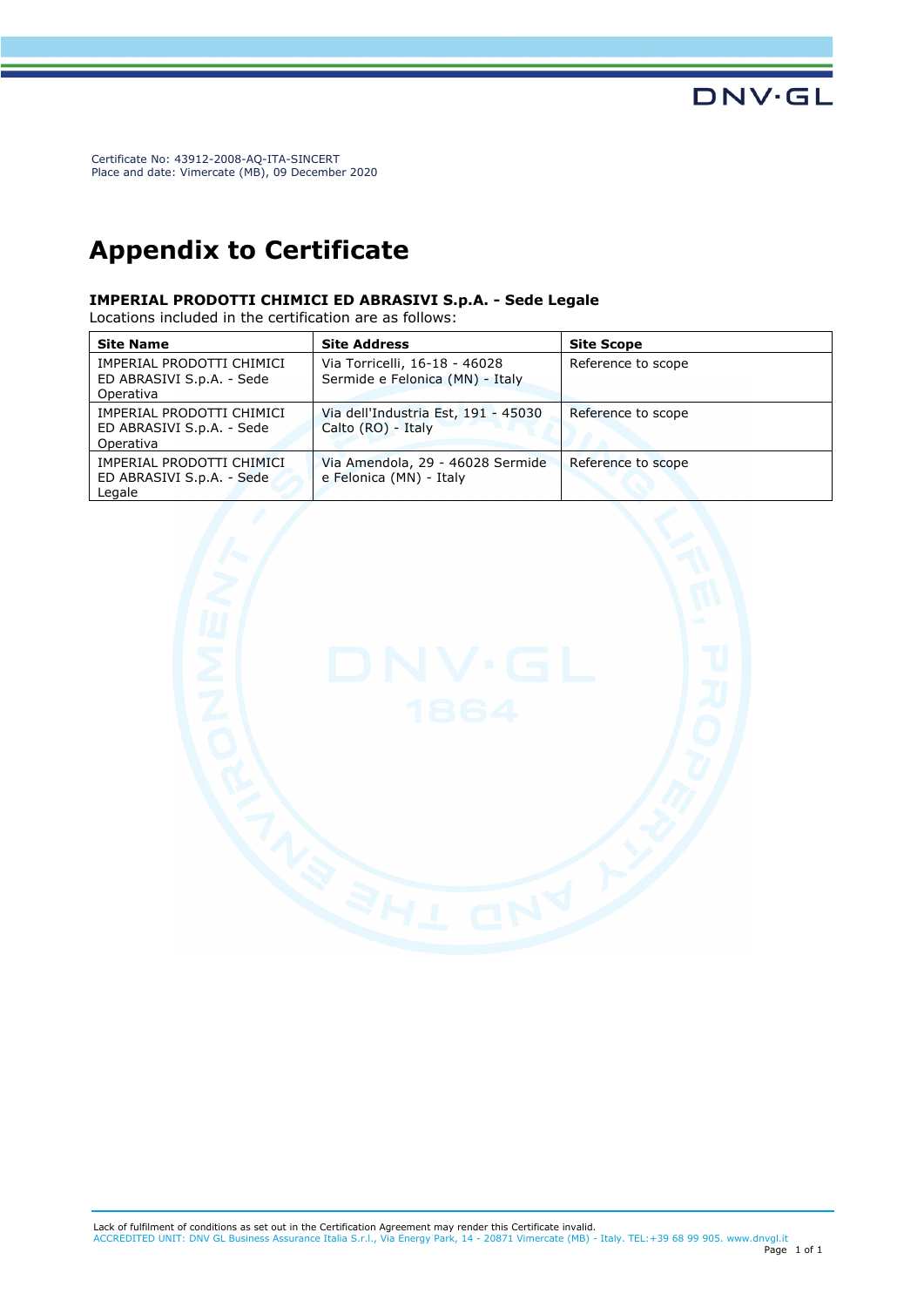Certificate No: 43912-2008-AQ-ITA-SINCERT
Place and date: Vimercate (MB), 09 December 2020

# Appendix to Certificate

**IMPERIAL PRODOTTI CHIMICI ED ABRASIVI S.p.A. - Sede Legale**
Locations included in the certification are as follows:

| Site Name | Site Address | Site Scope |
|---|---|---|
| IMPERIAL PRODOTTI CHIMICI ED ABRASIVI S.p.A. - Sede Operativa | Via Torricelli, 16-18 - 46028 Sermide e Felonica (MN) - Italy | Reference to scope |
| IMPERIAL PRODOTTI CHIMICI ED ABRASIVI S.p.A. - Sede Operativa | Via dell'Industria Est, 191 - 45030 Calto (RO) - Italy | Reference to scope |
| IMPERIAL PRODOTTI CHIMICI ED ABRASIVI S.p.A. - Sede Legale | Via Amendola, 29 - 46028 Sermide e Felonica (MN) - Italy | Reference to scope |

Lack of fulfilment of conditions as set out in the Certification Agreement may render this Certificate invalid.
ACCREDITED UNIT: DNV GL Business Assurance Italia S.r.l., Via Energy Park, 14 - 20871 Vimercate (MB) - Italy. TEL:+39 68 99 905. www.dnvgl.it